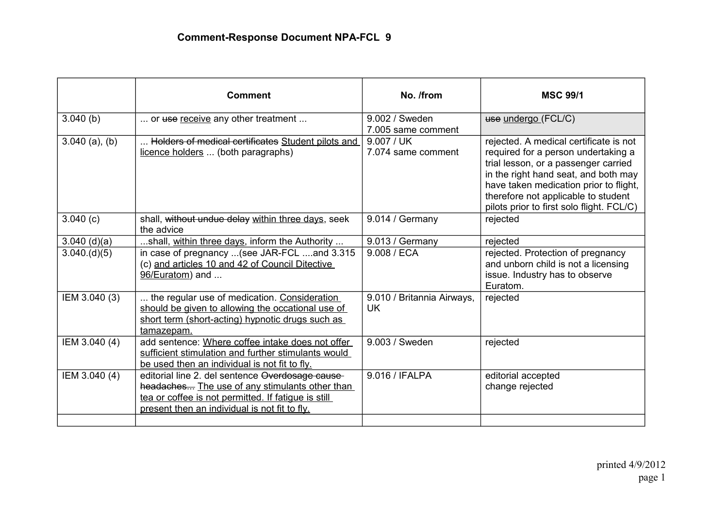# Comment-Response Document NPA-FCL 9

| | Comment | No. /from | MSC 99/1 |
|---|---|---|---|
| 3.040 (b) | ... or ~~use~~ <u>receive</u> any other treatment ... | 9.002 / Sweden<br>7.005 same comment | ~~use~~ <u>undergo</u> (FCL/C) |
| 3.040 (a), (b) | ... ~~Holders of medical certificates~~ <u>Student pilots and licence holders</u> ... (both paragraphs) | 9.007 / UK<br>7.074 same comment | rejected. A medical certificate is not required for a person undertaking a trial lesson, or a passenger carried in the right hand seat, and both may have taken medication prior to flight, therefore not applicable to student pilots prior to first solo flight. FCL/C) |
| 3.040 (c) | shall, ~~without undue delay~~ <u>within three days</u>, seek the advice | 9.014 / Germany | rejected |
| 3.040 (d)(a) | ...shall, <u>within three days</u>, inform the Authority ... | 9.013 / Germany | rejected |
| 3.040.(d)(5) | in case of pregnancy ...(see JAR-FCL ....and 3.315 (c) <u>and articles 10 and 42 of Council Ditective 96/Euratom</u>) and ... | 9.008 / ECA | rejected. Protection of pregnancy and unborn child is not a licensing issue. Industry has to observe Euratom. |
| IEM 3.040 (3) | ... the regular use of medication. <u>Consideration should be given to allowing the occational use of short term (short-acting) hypnotic drugs such as tamazepam.</u> | 9.010 / Britannia Airways, UK | rejected |
| IEM 3.040 (4) | add sentence: <u>Where coffee intake does not offer sufficient stimulation and further stimulants would be used then an individual is not fit to fly.</u> | 9.003 / Sweden | rejected |
| IEM 3.040 (4) | editorial line 2. del sentence ~~Overdosage cause headaches...~~ <u>The use of any stimulants other than tea or coffee is not permitted. If fatigue is still present then an individual is not fit to fly.</u> | 9.016 / IFALPA | editorial accepted<br>change rejected |
| | | | |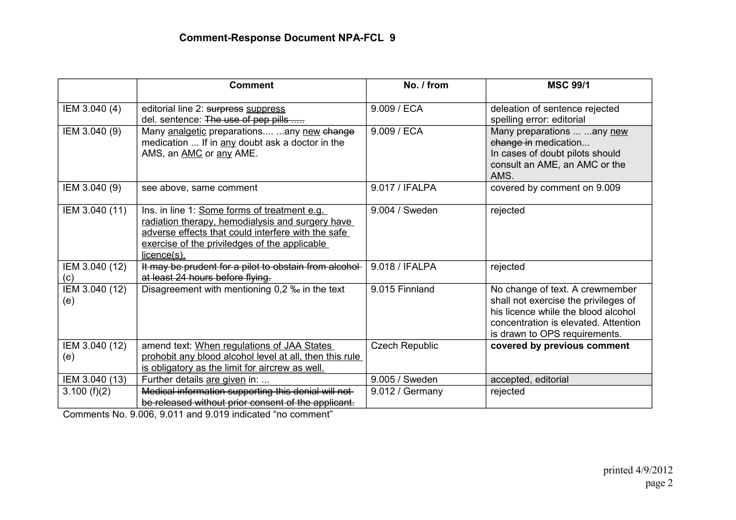# Comment-Response Document NPA-FCL 9

| | Comment | No. / from | MSC 99/1 |
|---|---|---|---|
| IEM 3.040 (4) | editorial line 2: ~~surpress~~ suppress<br>del. sentence: ~~The use of pep pills .....~~ | 9.009 / ECA | deleation of sentence rejected<br>spelling error: editorial |
| IEM 3.040 (9) | Many analgetic preparations.... ...any new ~~change~~ medication ... If in any doubt ask a doctor in the AMS, an AMC or any AME. | 9.009 / ECA | Many preparations ... ...any new ~~change in~~ medication...<br>In cases of doubt pilots should consult an AME, an AMC or the AMS. |
| IEM 3.040 (9) | see above, same comment | 9.017 / IFALPA | covered by comment on 9.009 |
| IEM 3.040 (11) | Ins. in line 1: Some forms of treatment e.g. radiation therapy, hemodialysis and surgery have adverse effects that could interfere with the safe exercise of the priviledges of the applicable licence(s). | 9.004 / Sweden | rejected |
| IEM 3.040 (12) (c) | ~~It may be prudent for a pilot to obstain from alcohol at least 24 hours before flying.~~ | 9.018 / IFALPA | rejected |
| IEM 3.040 (12) (e) | Disagreement with mentioning 0,2 ‰ in the text | 9.015 Finnland | No change of text. A crewmember shall not exercise the privileges of his licence while the blood alcohol concentration is elevated. Attention is drawn to OPS requirements. |
| IEM 3.040 (12) (e) | amend text: When regulations of JAA States prohobit any blood alcohol level at all, then this rule is obligatory as the limit for aircrew as well. | Czech Republic | **covered by previous comment** |
| IEM 3.040 (13) | Further details are given in: ... | 9.005 / Sweden | accepted, editorial |
| 3.100 (f)(2) | ~~Medical information supporting this denial will not be released without prior consent of the applicant.~~ | 9.012 / Germany | rejected |

Comments No. 9.006, 9.011 and 9.019 indicated "no comment"